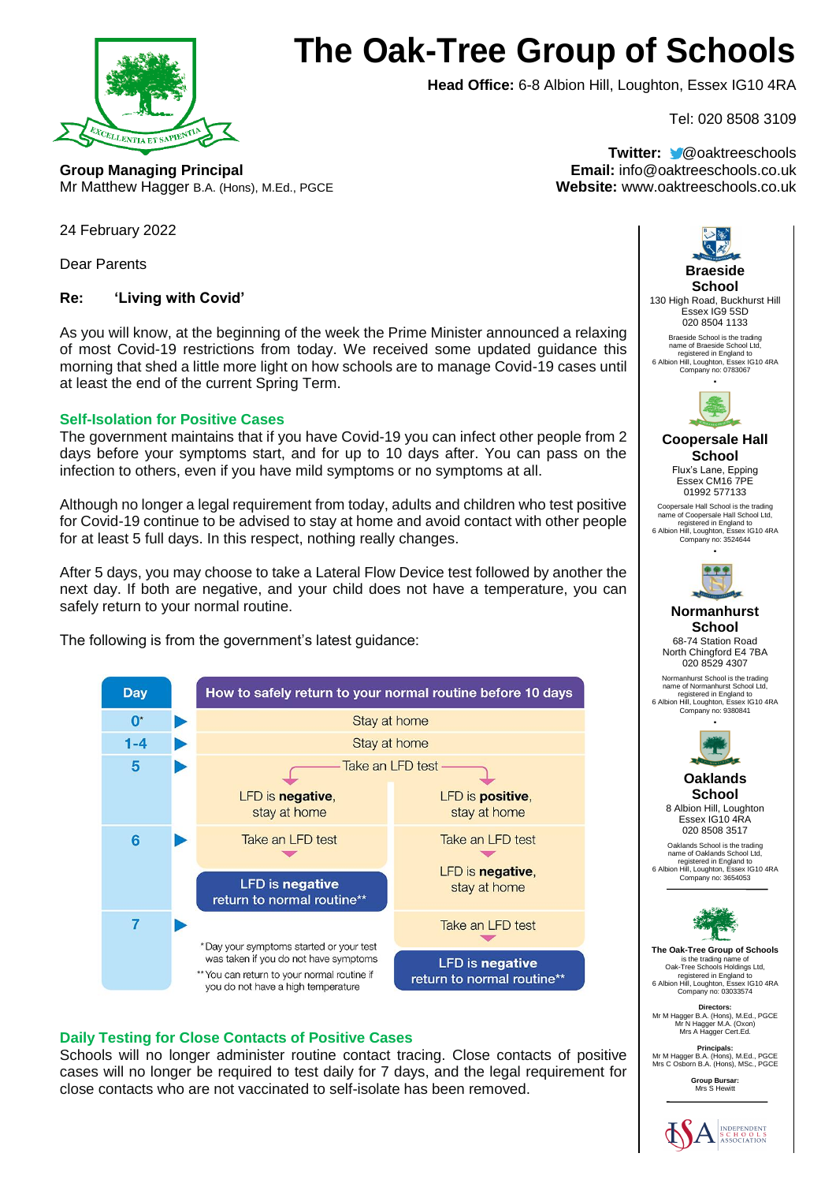# The Oak-Tree Group of Schools

**Head Office:** 6-8 Albion Hill, Loughton, Essex IG10 4RA

Tel: 020 8508 3109

**Twitter:** @oaktreeschools
**Email:** info@oaktreeschools.co.uk
**Website:** www.oaktreeschools.co.uk

**Group Managing Principal**
Mr Matthew Hagger B.A. (Hons), M.Ed., PGCE

24 February 2022

Dear Parents

**Re: 'Living with Covid'**

As you will know, at the beginning of the week the Prime Minister announced a relaxing of most Covid-19 restrictions from today. We received some updated guidance this morning that shed a little more light on how schools are to manage Covid-19 cases until at least the end of the current Spring Term.

## Self-Isolation for Positive Cases

The government maintains that if you have Covid-19 you can infect other people from 2 days before your symptoms start, and for up to 10 days after. You can pass on the infection to others, even if you have mild symptoms or no symptoms at all.

Although no longer a legal requirement from today, adults and children who test positive for Covid-19 continue to be advised to stay at home and avoid contact with other people for at least 5 full days. In this respect, nothing really changes.

After 5 days, you may choose to take a Lateral Flow Device test followed by another the next day. If both are negative, and your child does not have a temperature, you can safely return to your normal routine.

The following is from the government's latest guidance:

| Day | How to safely return to your normal routine before 10 days | |
|---|---|---|
| 0* | Stay at home | |
| 1-4 | Stay at home | |
| 5 | Take an LFD test: LFD is **negative**, stay at home | Take an LFD test: LFD is **positive**, stay at home |
| 6 | Take an LFD test → **LFD is negative** return to normal routine** | Take an LFD test → LFD is **negative**, stay at home |
| 7 | | Take an LFD test → **LFD is negative** return to normal routine** |

*Day your symptoms started or your test was taken if you do not have symptoms
**You can return to your normal routine if you do not have a high temperature

## Daily Testing for Close Contacts of Positive Cases

Schools will no longer administer routine contact tracing. Close contacts of positive cases will no longer be required to test daily for 7 days, and the legal requirement for close contacts who are not vaccinated to self-isolate has been removed.

---

**Braeside School**
130 High Road, Buckhurst Hill
Essex IG9 5SD
020 8504 1133
Braeside School is the trading name of Braeside School Ltd, registered in England to 6 Albion Hill, Loughton, Essex IG10 4RA Company no: 0783067

**Coopersale Hall School**
Flux's Lane, Epping
Essex CM16 7PE
01992 577133
Coopersale Hall School is the trading name of Coopersale Hall School Ltd, registered in England to 6 Albion Hill, Loughton, Essex IG10 4RA Company no: 3524644

**Normanhurst School**
68-74 Station Road
North Chingford E4 7BA
020 8529 4307
Normanhurst School is the trading name of Normanhurst School Ltd, registered in England to 6 Albion Hill, Loughton, Essex IG10 4RA Company no: 9380841

**Oaklands School**
8 Albion Hill, Loughton
Essex IG10 4RA
020 8508 3517
Oaklands School is the trading name of Oaklands School Ltd, registered in England to 6 Albion Hill, Loughton, Essex IG10 4RA Company no: 3654053

**The Oak-Tree Group of Schools** is the trading name of Oak-Tree Schools Holdings Ltd, registered in England to 6 Albion Hill, Loughton, Essex IG10 4RA Company no: 03033574

**Directors:**
Mr M Hagger B.A. (Hons), M.Ed., PGCE
Mr N Hagger M.A. (Oxon)
Mrs A Hagger Cert.Ed.

**Principals:**
Mr M Hagger B.A. (Hons), M.Ed., PGCE
Mrs C Osborn B.A. (Hons), MSc., PGCE

**Group Bursar:**
Mrs S Hewitt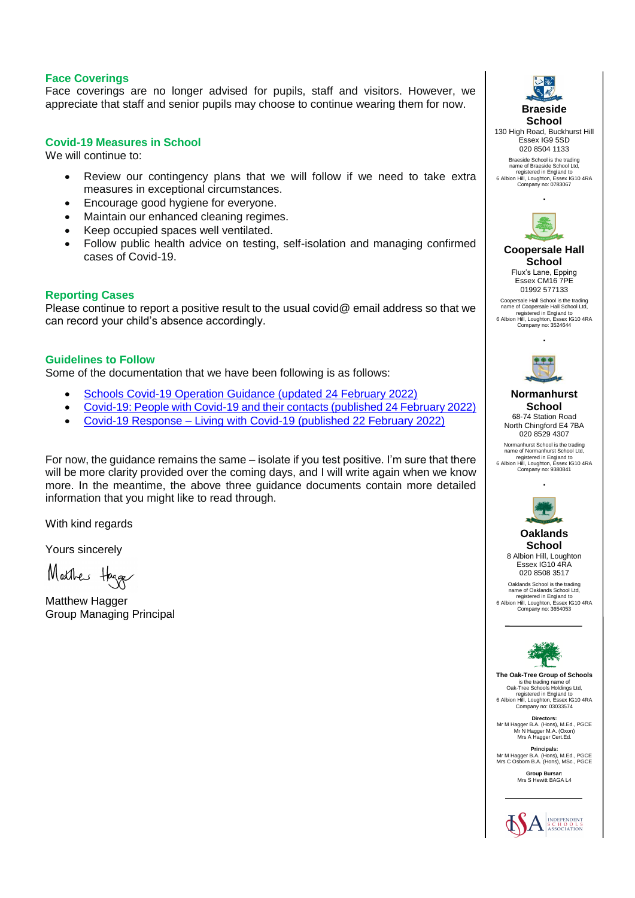### Face Coverings

Face coverings are no longer advised for pupils, staff and visitors. However, we appreciate that staff and senior pupils may choose to continue wearing them for now.

### Covid-19 Measures in School

We will continue to:

- Review our contingency plans that we will follow if we need to take extra measures in exceptional circumstances.
- Encourage good hygiene for everyone.
- Maintain our enhanced cleaning regimes.
- Keep occupied spaces well ventilated.
- Follow public health advice on testing, self-isolation and managing confirmed cases of Covid-19.

### Reporting Cases

Please continue to report a positive result to the usual covid@ email address so that we can record your child's absence accordingly.

### Guidelines to Follow

Some of the documentation that we have been following is as follows:

- Schools Covid-19 Operation Guidance (updated 24 February 2022)
- Covid-19: People with Covid-19 and their contacts (published 24 February 2022)
- Covid-19 Response – Living with Covid-19 (published 22 February 2022)

For now, the guidance remains the same – isolate if you test positive. I'm sure that there will be more clarity provided over the coming days, and I will write again when we know more. In the meantime, the above three guidance documents contain more detailed information that you might like to read through.

With kind regards

Yours sincerely

Matthew Hagger
Group Managing Principal

**Braeside School**
130 High Road, Buckhurst Hill
Essex IG9 5SD
020 8504 1133
Braeside School is the trading name of Braeside School Ltd, registered in England to 6 Albion Hill, Loughton, Essex IG10 4RA
Company no: 0783067

**Coopersale Hall School**
Flux's Lane, Epping
Essex CM16 7PE
01992 577133
Coopersale Hall School is the trading name of Coopersale Hall School Ltd, registered in England to 6 Albion Hill, Loughton, Essex IG10 4RA
Company no: 3524644

**Normanhurst School**
68-74 Station Road
North Chingford E4 7BA
020 8529 4307
Normanhurst School is the trading name of Normanhurst School Ltd, registered in England to 6 Albion Hill, Loughton, Essex IG10 4RA
Company no: 9380841

**Oaklands School**
8 Albion Hill, Loughton
Essex IG10 4RA
020 8508 3517
Oaklands School is the trading name of Oaklands School Ltd, registered in England to 6 Albion Hill, Loughton, Essex IG10 4RA
Company no: 3654053

**The Oak-Tree Group of Schools**
is the trading name of Oak-Tree Schools Holdings Ltd, registered in England to 6 Albion Hill, Loughton, Essex IG10 4RA
Company no: 03033574

**Directors:**
Mr M Hagger B.A. (Hons), M.Ed., PGCE
Mr N Hagger M.A. (Oxon)
Mrs A Hagger Cert.Ed.

**Principals:**
Mr M Hagger B.A. (Hons), M.Ed., PGCE
Mrs C Osborn B.A. (Hons), MSc., PGCE

**Group Bursar:**
Mrs S Hewitt BAGA L4

ISA Independent Schools Association